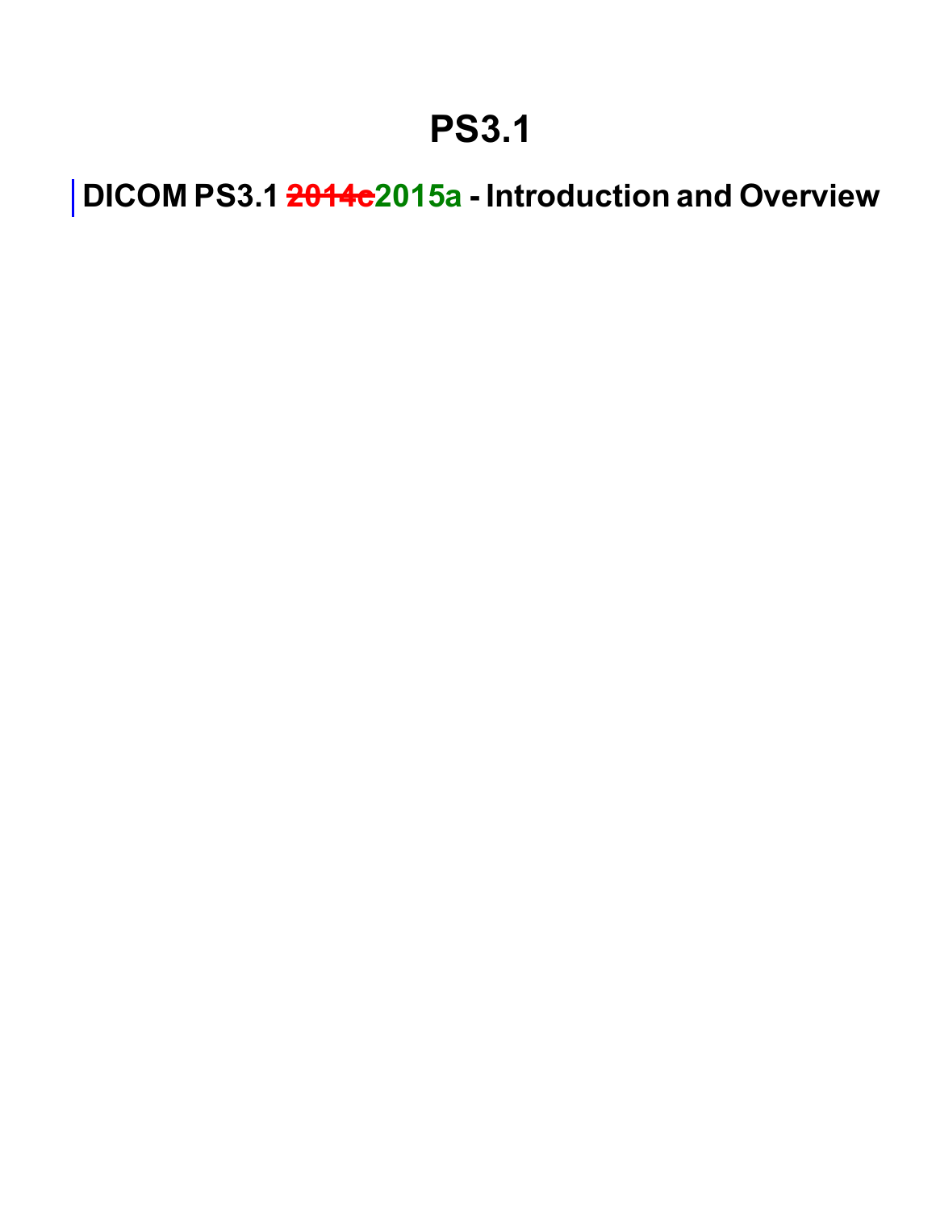# PS3.1

## DICOM PS3.1 ~~2014c~~2015a - Introduction and Overview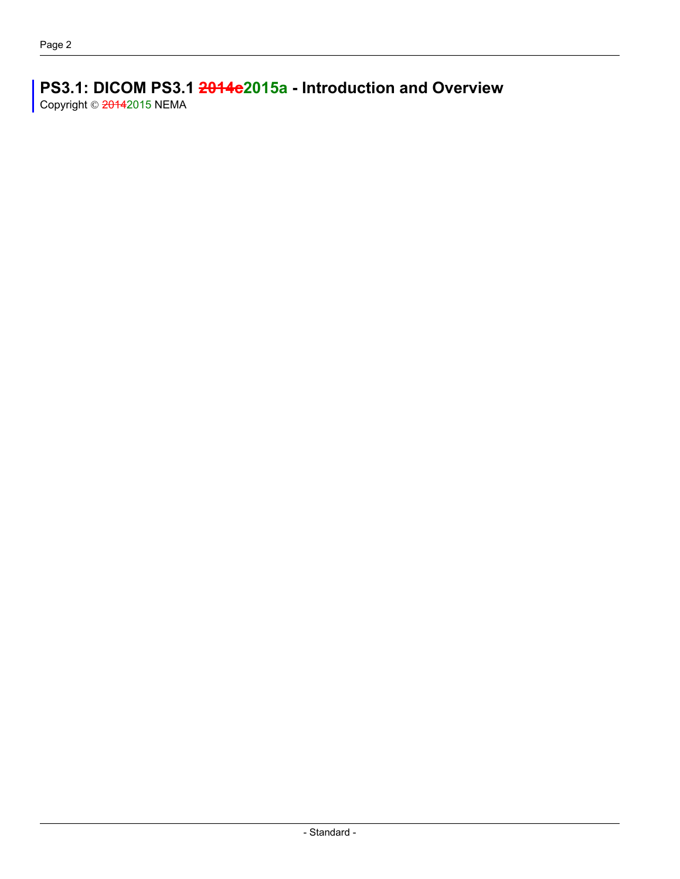# PS3.1: DICOM PS3.1 ~~2014c~~2015a - Introduction and Overview

Copyright © ~~2014~~2015 NEMA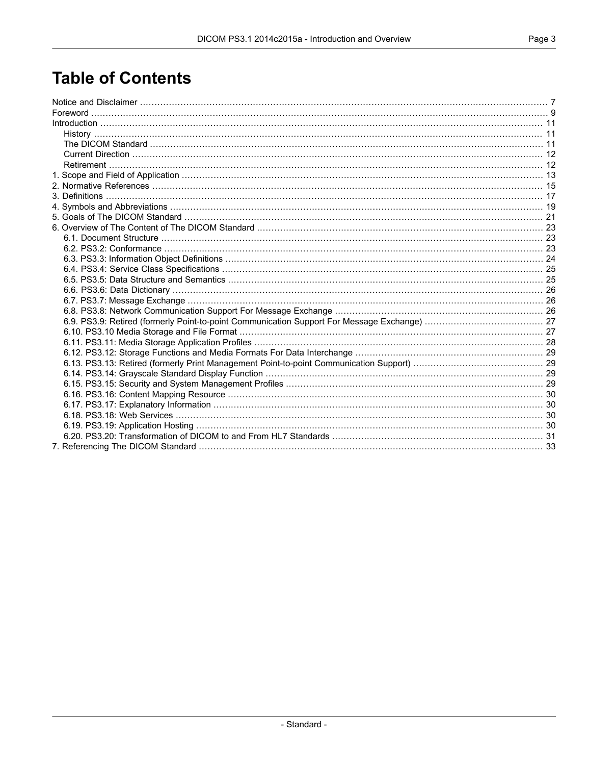# Table of Contents

Notice and Disclaimer ........ 7
Foreword ........ 9
Introduction ........ 11
  History ........ 11
  The DICOM Standard ........ 11
  Current Direction ........ 12
  Retirement ........ 12
1. Scope and Field of Application ........ 13
2. Normative References ........ 15
3. Definitions ........ 17
4. Symbols and Abbreviations ........ 19
5. Goals of The DICOM Standard ........ 21
6. Overview of The Content of The DICOM Standard ........ 23
  6.1. Document Structure ........ 23
  6.2. PS3.2: Conformance ........ 23
  6.3. PS3.3: Information Object Definitions ........ 24
  6.4. PS3.4: Service Class Specifications ........ 25
  6.5. PS3.5: Data Structure and Semantics ........ 25
  6.6. PS3.6: Data Dictionary ........ 26
  6.7. PS3.7: Message Exchange ........ 26
  6.8. PS3.8: Network Communication Support For Message Exchange ........ 26
  6.9. PS3.9: Retired (formerly Point-to-point Communication Support For Message Exchange) ........ 27
  6.10. PS3.10 Media Storage and File Format ........ 27
  6.11. PS3.11: Media Storage Application Profiles ........ 28
  6.12. PS3.12: Storage Functions and Media Formats For Data Interchange ........ 29
  6.13. PS3.13: Retired (formerly Print Management Point-to-point Communication Support) ........ 29
  6.14. PS3.14: Grayscale Standard Display Function ........ 29
  6.15. PS3.15: Security and System Management Profiles ........ 29
  6.16. PS3.16: Content Mapping Resource ........ 30
  6.17. PS3.17: Explanatory Information ........ 30
  6.18. PS3.18: Web Services ........ 30
  6.19. PS3.19: Application Hosting ........ 30
  6.20. PS3.20: Transformation of DICOM to and From HL7 Standards ........ 31
7. Referencing The DICOM Standard ........ 33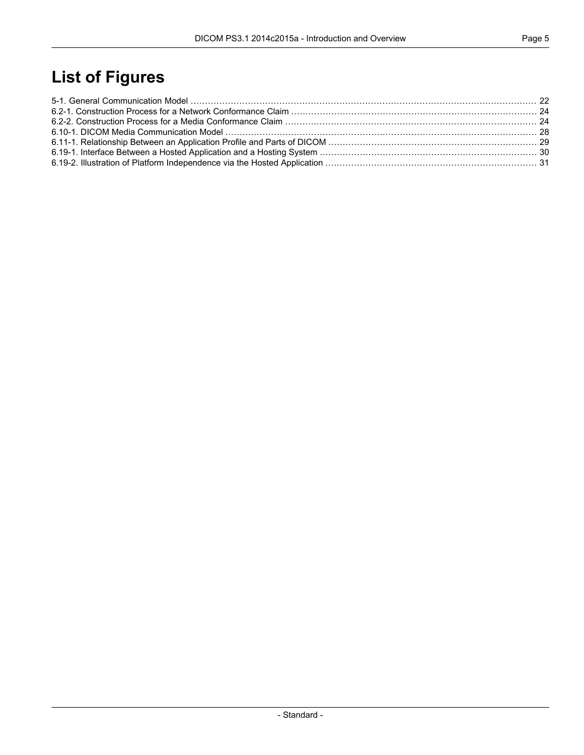# List of Figures

5-1. General Communication Model ........................................................................................................................ 22
6.2-1. Construction Process for a Network Conformance Claim ..................................................................................... 24
6.2-2. Construction Process for a Media Conformance Claim ....................................................................................... 24
6.10-1. DICOM Media Communication Model ............................................................................................................ 28
6.11-1. Relationship Between an Application Profile and Parts of DICOM ........................................................................ 29
6.19-1. Interface Between a Hosted Application and a Hosting System ........................................................................... 30
6.19-2. Illustration of Platform Independence via the Hosted Application ......................................................................... 31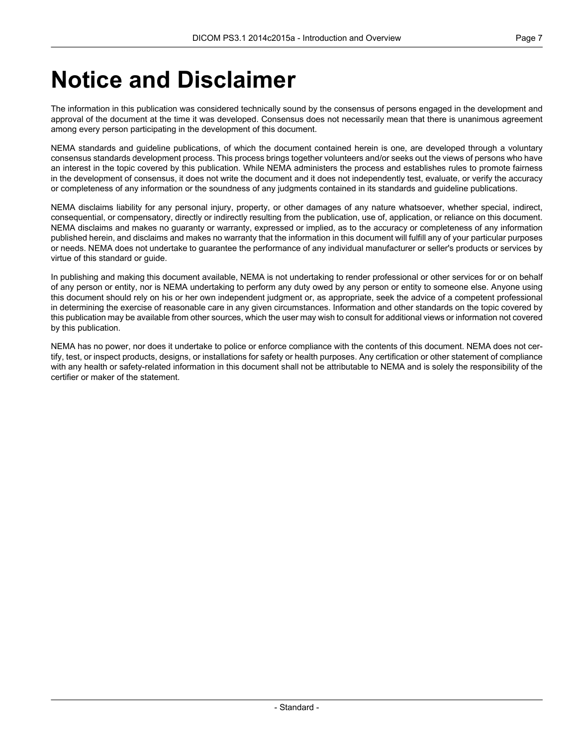# Notice and Disclaimer

The information in this publication was considered technically sound by the consensus of persons engaged in the development and approval of the document at the time it was developed. Consensus does not necessarily mean that there is unanimous agreement among every person participating in the development of this document.

NEMA standards and guideline publications, of which the document contained herein is one, are developed through a voluntary consensus standards development process. This process brings together volunteers and/or seeks out the views of persons who have an interest in the topic covered by this publication. While NEMA administers the process and establishes rules to promote fairness in the development of consensus, it does not write the document and it does not independently test, evaluate, or verify the accuracy or completeness of any information or the soundness of any judgments contained in its standards and guideline publications.

NEMA disclaims liability for any personal injury, property, or other damages of any nature whatsoever, whether special, indirect, consequential, or compensatory, directly or indirectly resulting from the publication, use of, application, or reliance on this document. NEMA disclaims and makes no guaranty or warranty, expressed or implied, as to the accuracy or completeness of any information published herein, and disclaims and makes no warranty that the information in this document will fulfill any of your particular purposes or needs. NEMA does not undertake to guarantee the performance of any individual manufacturer or seller's products or services by virtue of this standard or guide.

In publishing and making this document available, NEMA is not undertaking to render professional or other services for or on behalf of any person or entity, nor is NEMA undertaking to perform any duty owed by any person or entity to someone else. Anyone using this document should rely on his or her own independent judgment or, as appropriate, seek the advice of a competent professional in determining the exercise of reasonable care in any given circumstances. Information and other standards on the topic covered by this publication may be available from other sources, which the user may wish to consult for additional views or information not covered by this publication.

NEMA has no power, nor does it undertake to police or enforce compliance with the contents of this document. NEMA does not certify, test, or inspect products, designs, or installations for safety or health purposes. Any certification or other statement of compliance with any health or safety-related information in this document shall not be attributable to NEMA and is solely the responsibility of the certifier or maker of the statement.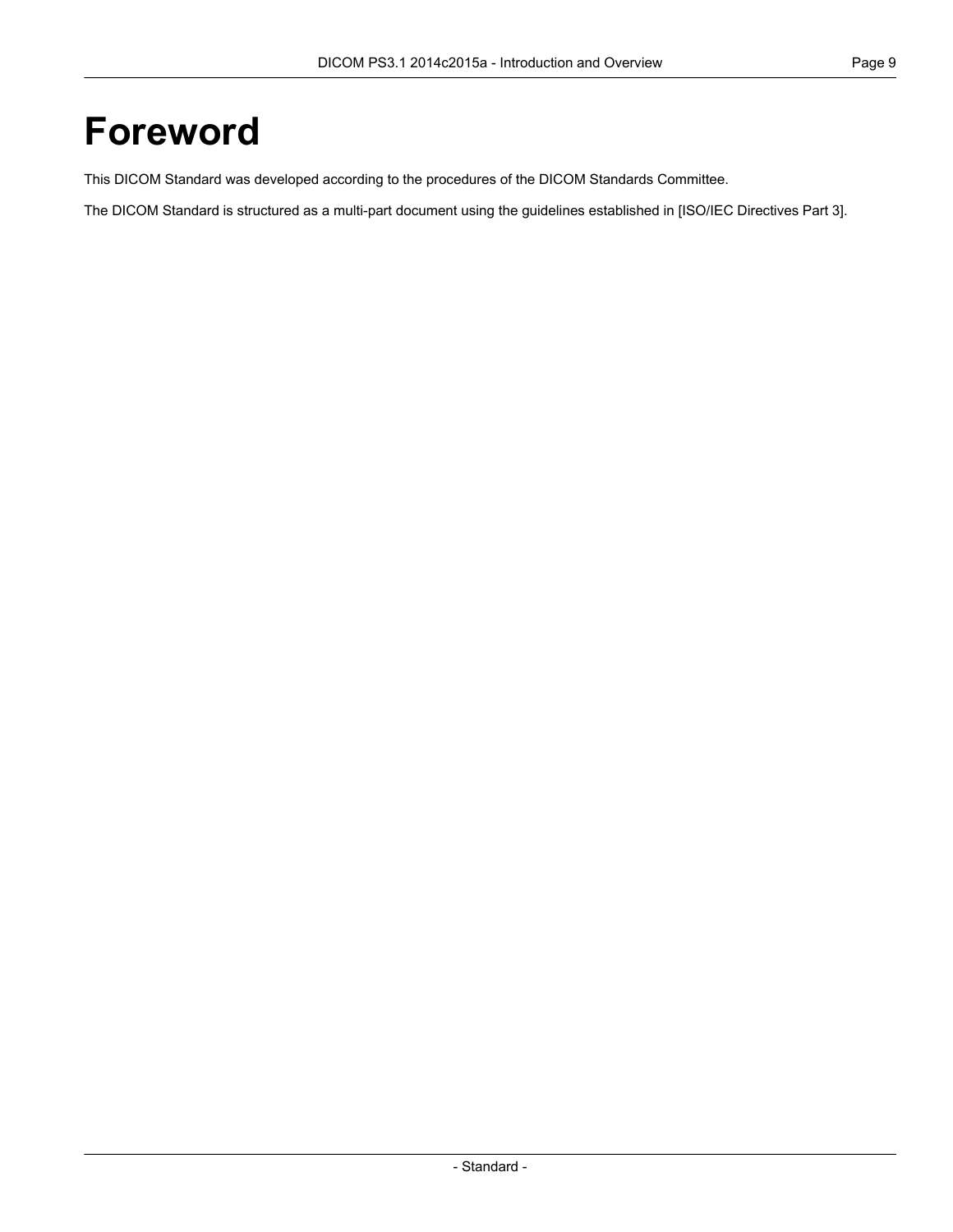# Foreword

This DICOM Standard was developed according to the procedures of the DICOM Standards Committee.

The DICOM Standard is structured as a multi-part document using the guidelines established in [ISO/IEC Directives Part 3].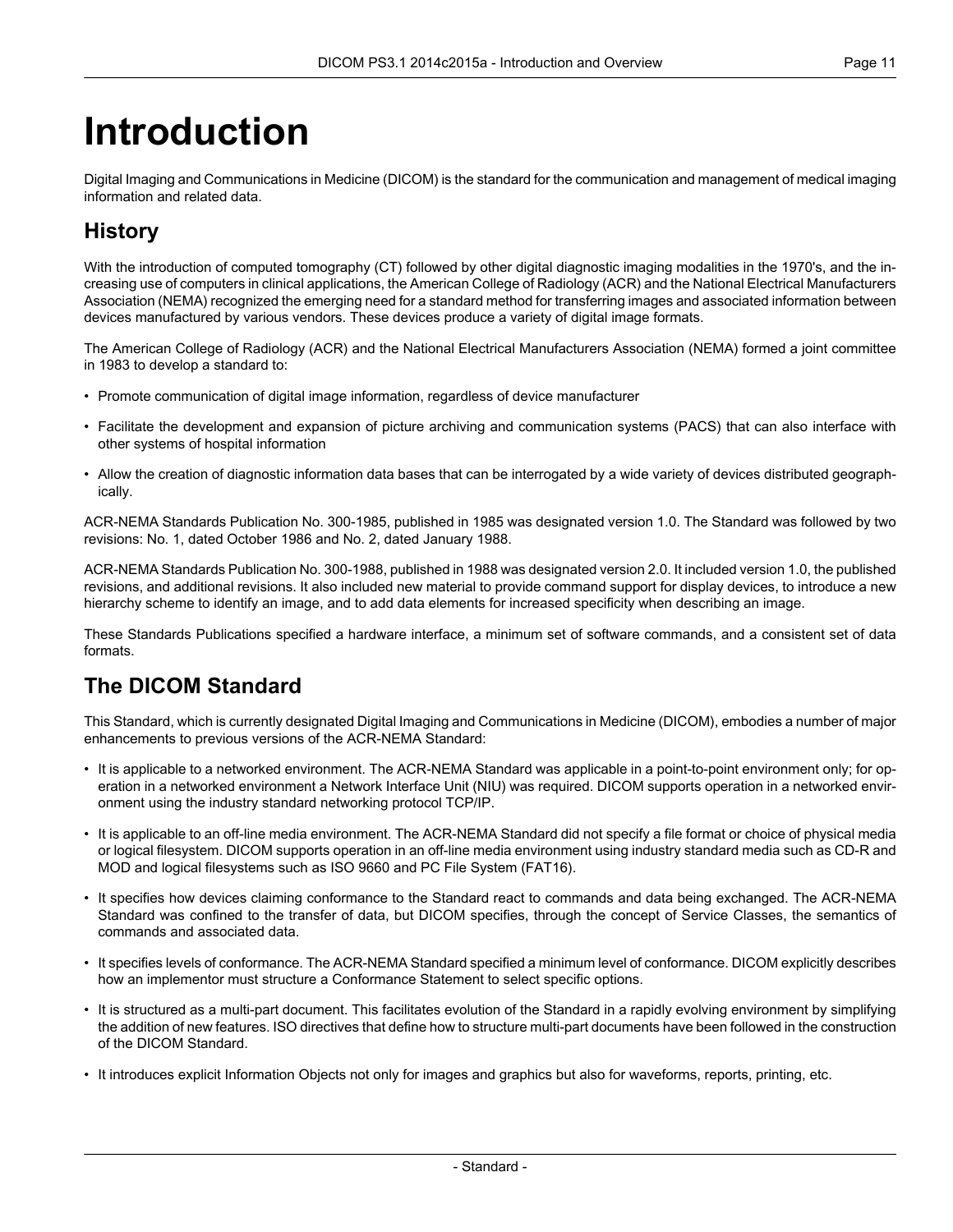# Introduction

Digital Imaging and Communications in Medicine (DICOM) is the standard for the communication and management of medical imaging information and related data.

## History

With the introduction of computed tomography (CT) followed by other digital diagnostic imaging modalities in the 1970's, and the increasing use of computers in clinical applications, the American College of Radiology (ACR) and the National Electrical Manufacturers Association (NEMA) recognized the emerging need for a standard method for transferring images and associated information between devices manufactured by various vendors. These devices produce a variety of digital image formats.

The American College of Radiology (ACR) and the National Electrical Manufacturers Association (NEMA) formed a joint committee in 1983 to develop a standard to:

- Promote communication of digital image information, regardless of device manufacturer
- Facilitate the development and expansion of picture archiving and communication systems (PACS) that can also interface with other systems of hospital information
- Allow the creation of diagnostic information data bases that can be interrogated by a wide variety of devices distributed geographically.

ACR-NEMA Standards Publication No. 300-1985, published in 1985 was designated version 1.0. The Standard was followed by two revisions: No. 1, dated October 1986 and No. 2, dated January 1988.

ACR-NEMA Standards Publication No. 300-1988, published in 1988 was designated version 2.0. It included version 1.0, the published revisions, and additional revisions. It also included new material to provide command support for display devices, to introduce a new hierarchy scheme to identify an image, and to add data elements for increased specificity when describing an image.

These Standards Publications specified a hardware interface, a minimum set of software commands, and a consistent set of data formats.

## The DICOM Standard

This Standard, which is currently designated Digital Imaging and Communications in Medicine (DICOM), embodies a number of major enhancements to previous versions of the ACR-NEMA Standard:

- It is applicable to a networked environment. The ACR-NEMA Standard was applicable in a point-to-point environment only; for operation in a networked environment a Network Interface Unit (NIU) was required. DICOM supports operation in a networked environment using the industry standard networking protocol TCP/IP.
- It is applicable to an off-line media environment. The ACR-NEMA Standard did not specify a file format or choice of physical media or logical filesystem. DICOM supports operation in an off-line media environment using industry standard media such as CD-R and MOD and logical filesystems such as ISO 9660 and PC File System (FAT16).
- It specifies how devices claiming conformance to the Standard react to commands and data being exchanged. The ACR-NEMA Standard was confined to the transfer of data, but DICOM specifies, through the concept of Service Classes, the semantics of commands and associated data.
- It specifies levels of conformance. The ACR-NEMA Standard specified a minimum level of conformance. DICOM explicitly describes how an implementor must structure a Conformance Statement to select specific options.
- It is structured as a multi-part document. This facilitates evolution of the Standard in a rapidly evolving environment by simplifying the addition of new features. ISO directives that define how to structure multi-part documents have been followed in the construction of the DICOM Standard.
- It introduces explicit Information Objects not only for images and graphics but also for waveforms, reports, printing, etc.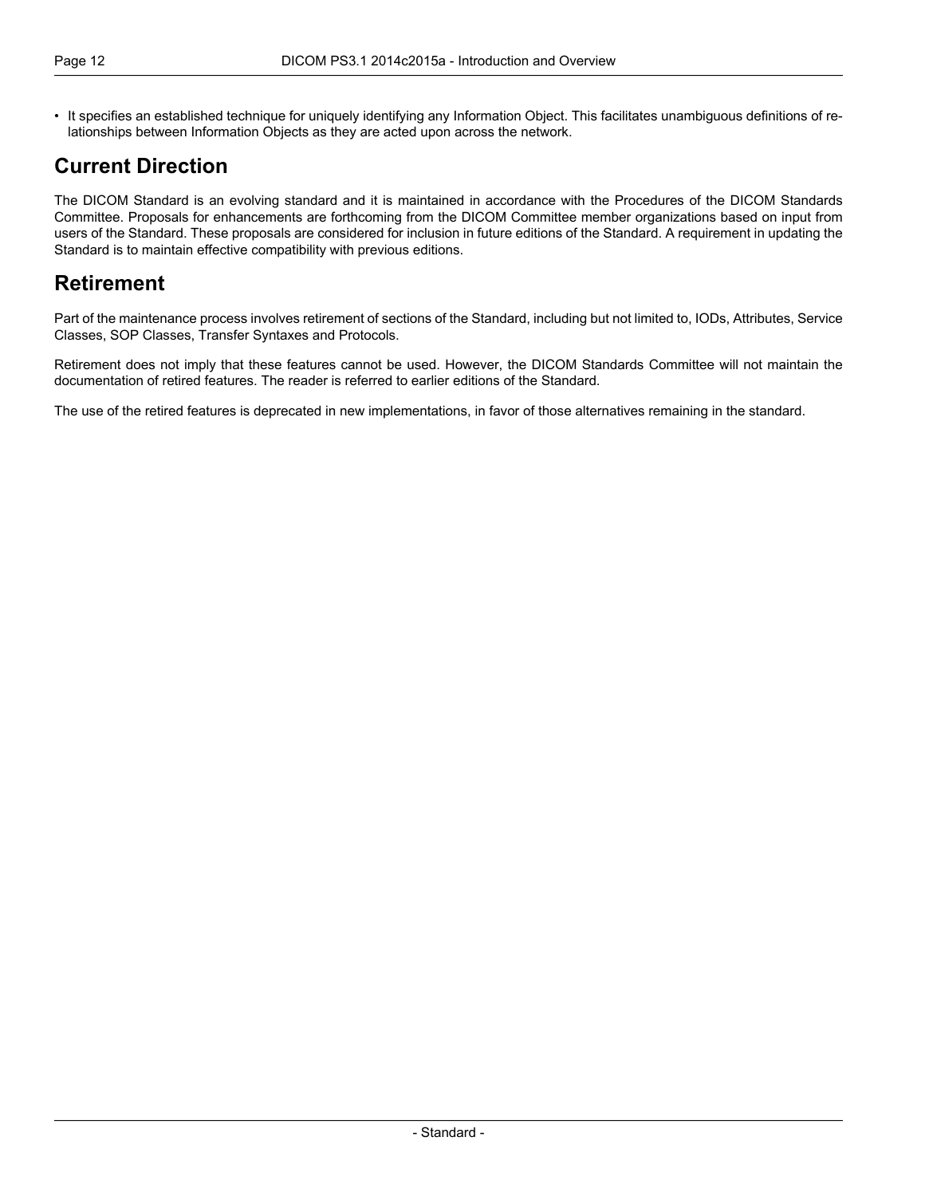- It specifies an established technique for uniquely identifying any Information Object. This facilitates unambiguous definitions of relationships between Information Objects as they are acted upon across the network.

## Current Direction

The DICOM Standard is an evolving standard and it is maintained in accordance with the Procedures of the DICOM Standards Committee. Proposals for enhancements are forthcoming from the DICOM Committee member organizations based on input from users of the Standard. These proposals are considered for inclusion in future editions of the Standard. A requirement in updating the Standard is to maintain effective compatibility with previous editions.

## Retirement

Part of the maintenance process involves retirement of sections of the Standard, including but not limited to, IODs, Attributes, Service Classes, SOP Classes, Transfer Syntaxes and Protocols.

Retirement does not imply that these features cannot be used. However, the DICOM Standards Committee will not maintain the documentation of retired features. The reader is referred to earlier editions of the Standard.

The use of the retired features is deprecated in new implementations, in favor of those alternatives remaining in the standard.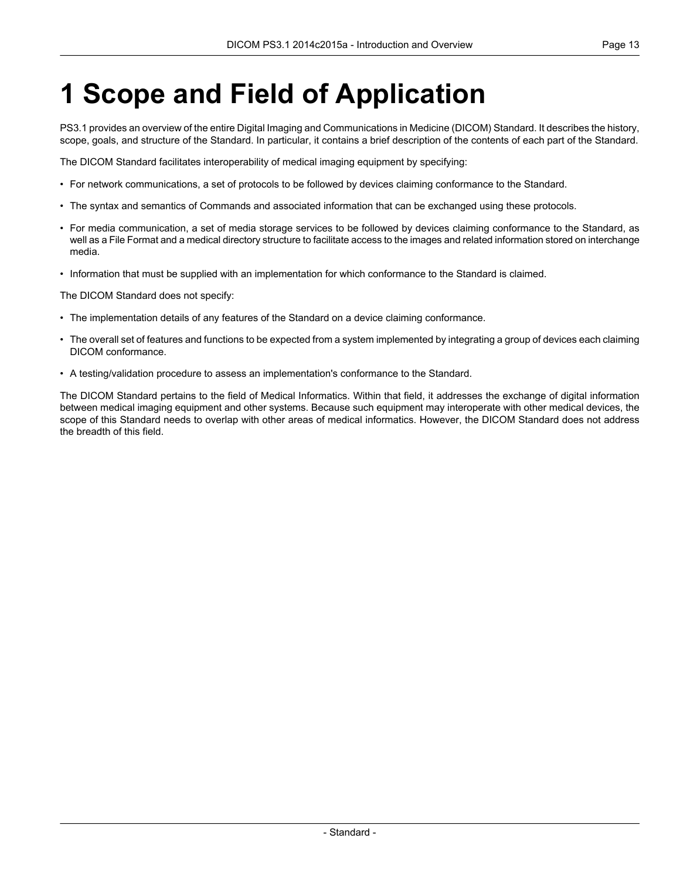# 1 Scope and Field of Application

PS3.1 provides an overview of the entire Digital Imaging and Communications in Medicine (DICOM) Standard. It describes the history, scope, goals, and structure of the Standard. In particular, it contains a brief description of the contents of each part of the Standard.

The DICOM Standard facilitates interoperability of medical imaging equipment by specifying:

- For network communications, a set of protocols to be followed by devices claiming conformance to the Standard.
- The syntax and semantics of Commands and associated information that can be exchanged using these protocols.
- For media communication, a set of media storage services to be followed by devices claiming conformance to the Standard, as well as a File Format and a medical directory structure to facilitate access to the images and related information stored on interchange media.
- Information that must be supplied with an implementation for which conformance to the Standard is claimed.

The DICOM Standard does not specify:

- The implementation details of any features of the Standard on a device claiming conformance.
- The overall set of features and functions to be expected from a system implemented by integrating a group of devices each claiming DICOM conformance.
- A testing/validation procedure to assess an implementation's conformance to the Standard.

The DICOM Standard pertains to the field of Medical Informatics. Within that field, it addresses the exchange of digital information between medical imaging equipment and other systems. Because such equipment may interoperate with other medical devices, the scope of this Standard needs to overlap with other areas of medical informatics. However, the DICOM Standard does not address the breadth of this field.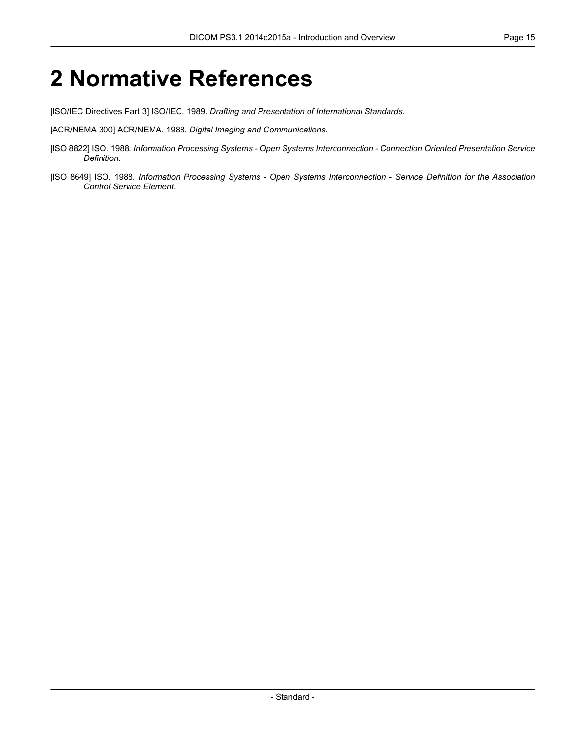# 2 Normative References

[ISO/IEC Directives Part 3] ISO/IEC. 1989. *Drafting and Presentation of International Standards*.

[ACR/NEMA 300] ACR/NEMA. 1988. *Digital Imaging and Communications*.

[ISO 8822] ISO. 1988. *Information Processing Systems - Open Systems Interconnection - Connection Oriented Presentation Service Definition*.

[ISO 8649] ISO. 1988. *Information Processing Systems - Open Systems Interconnection - Service Definition for the Association Control Service Element*.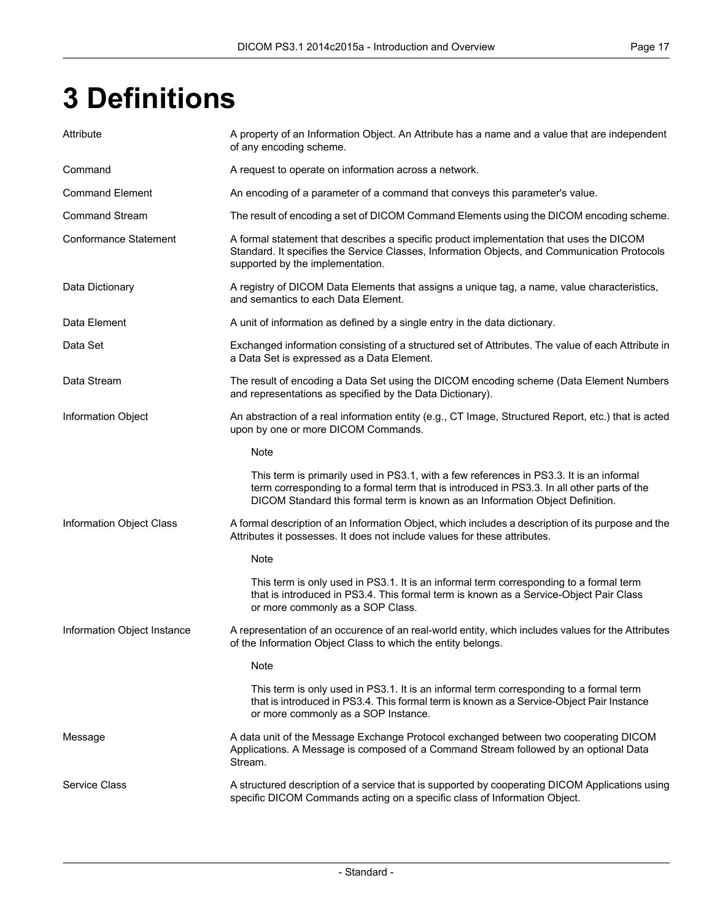# 3 Definitions

**Attribute**
A property of an Information Object. An Attribute has a name and a value that are independent of any encoding scheme.

**Command**
A request to operate on information across a network.

**Command Element**
An encoding of a parameter of a command that conveys this parameter's value.

**Command Stream**
The result of encoding a set of DICOM Command Elements using the DICOM encoding scheme.

**Conformance Statement**
A formal statement that describes a specific product implementation that uses the DICOM Standard. It specifies the Service Classes, Information Objects, and Communication Protocols supported by the implementation.

**Data Dictionary**
A registry of DICOM Data Elements that assigns a unique tag, a name, value characteristics, and semantics to each Data Element.

**Data Element**
A unit of information as defined by a single entry in the data dictionary.

**Data Set**
Exchanged information consisting of a structured set of Attributes. The value of each Attribute in a Data Set is expressed as a Data Element.

**Data Stream**
The result of encoding a Data Set using the DICOM encoding scheme (Data Element Numbers and representations as specified by the Data Dictionary).

**Information Object**
An abstraction of a real information entity (e.g., CT Image, Structured Report, etc.) that is acted upon by one or more DICOM Commands.

> Note
>
> This term is primarily used in PS3.1, with a few references in PS3.3. It is an informal term corresponding to a formal term that is introduced in PS3.3. In all other parts of the DICOM Standard this formal term is known as an Information Object Definition.

**Information Object Class**
A formal description of an Information Object, which includes a description of its purpose and the Attributes it possesses. It does not include values for these attributes.

> Note
>
> This term is only used in PS3.1. It is an informal term corresponding to a formal term that is introduced in PS3.4. This formal term is known as a Service-Object Pair Class or more commonly as a SOP Class.

**Information Object Instance**
A representation of an occurence of an real-world entity, which includes values for the Attributes of the Information Object Class to which the entity belongs.

> Note
>
> This term is only used in PS3.1. It is an informal term corresponding to a formal term that is introduced in PS3.4. This formal term is known as a Service-Object Pair Instance or more commonly as a SOP Instance.

**Message**
A data unit of the Message Exchange Protocol exchanged between two cooperating DICOM Applications. A Message is composed of a Command Stream followed by an optional Data Stream.

**Service Class**
A structured description of a service that is supported by cooperating DICOM Applications using specific DICOM Commands acting on a specific class of Information Object.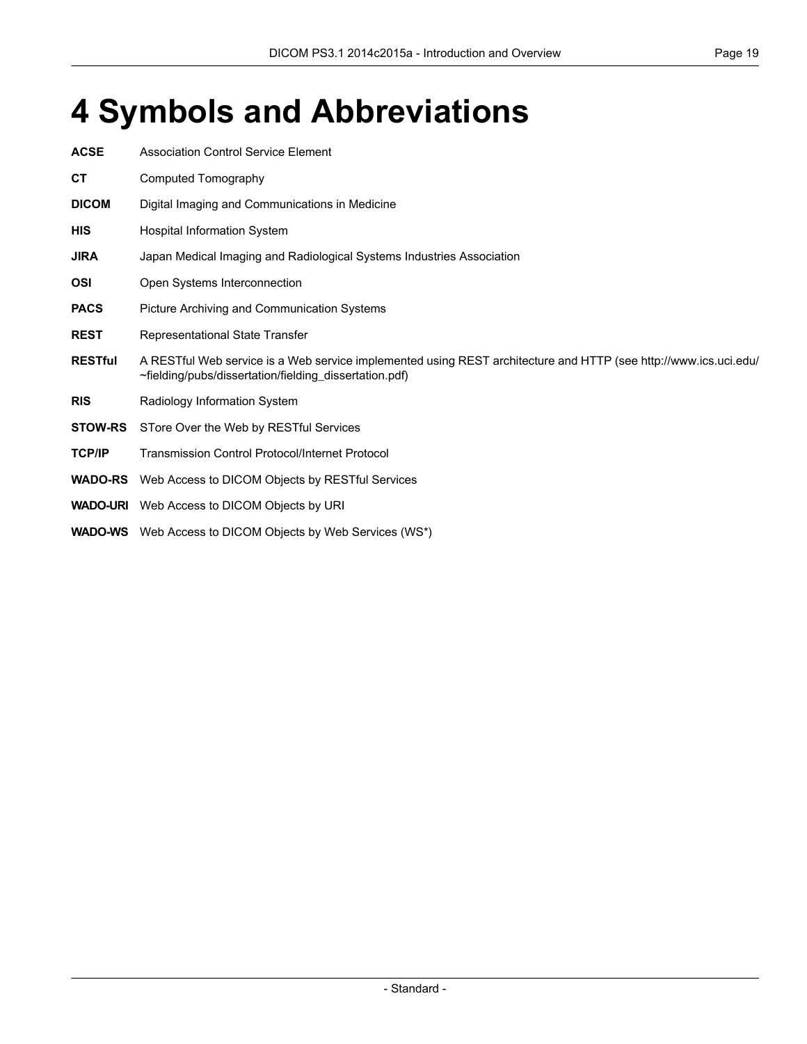# 4 Symbols and Abbreviations

**ACSE** Association Control Service Element

**CT** Computed Tomography

**DICOM** Digital Imaging and Communications in Medicine

**HIS** Hospital Information System

**JIRA** Japan Medical Imaging and Radiological Systems Industries Association

**OSI** Open Systems Interconnection

**PACS** Picture Archiving and Communication Systems

**REST** Representational State Transfer

**RESTful** A RESTful Web service is a Web service implemented using REST architecture and HTTP (see http://www.ics.uci.edu/~fielding/pubs/dissertation/fielding_dissertation.pdf)

**RIS** Radiology Information System

**STOW-RS** STore Over the Web by RESTful Services

**TCP/IP** Transmission Control Protocol/Internet Protocol

**WADO-RS** Web Access to DICOM Objects by RESTful Services

**WADO-URI** Web Access to DICOM Objects by URI

**WADO-WS** Web Access to DICOM Objects by Web Services (WS*)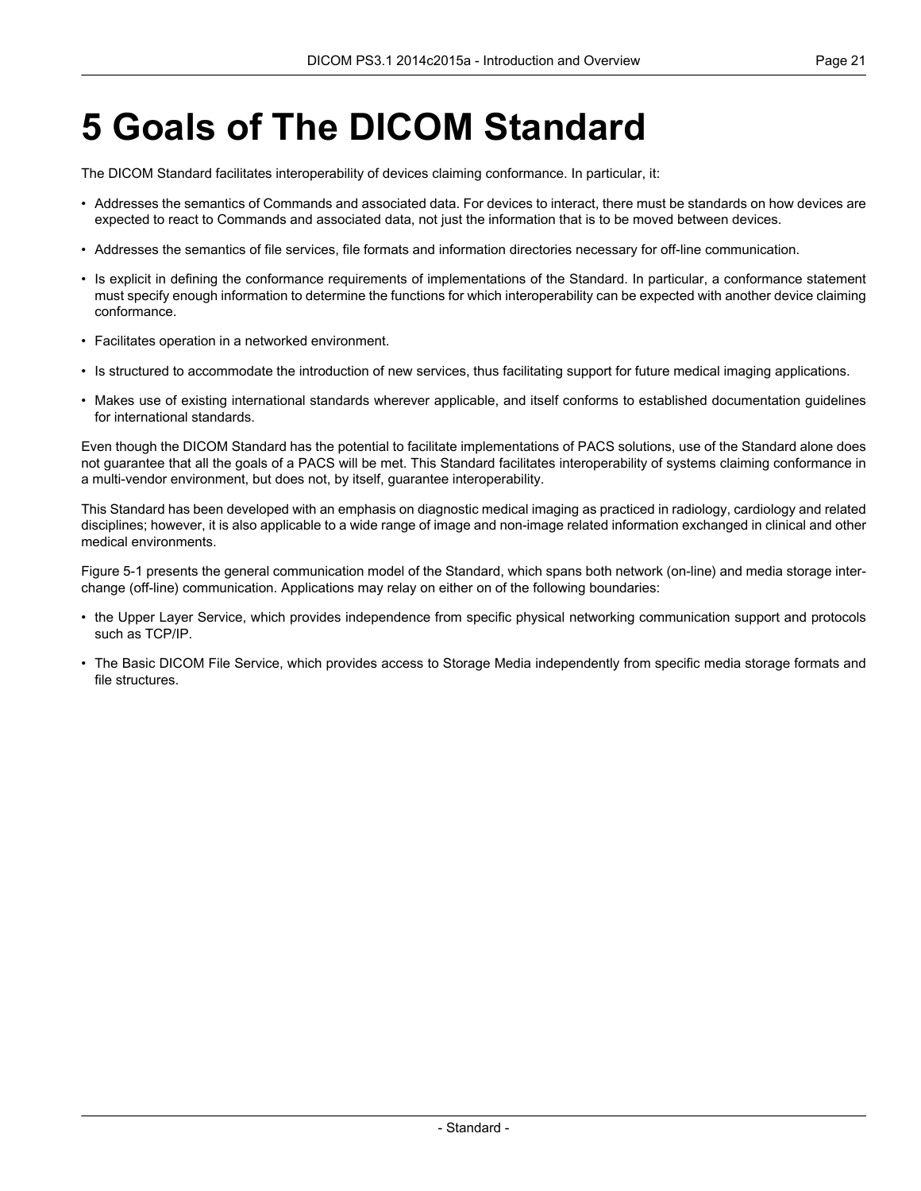# 5 Goals of The DICOM Standard

The DICOM Standard facilitates interoperability of devices claiming conformance. In particular, it:

- Addresses the semantics of Commands and associated data. For devices to interact, there must be standards on how devices are expected to react to Commands and associated data, not just the information that is to be moved between devices.
- Addresses the semantics of file services, file formats and information directories necessary for off-line communication.
- Is explicit in defining the conformance requirements of implementations of the Standard. In particular, a conformance statement must specify enough information to determine the functions for which interoperability can be expected with another device claiming conformance.
- Facilitates operation in a networked environment.
- Is structured to accommodate the introduction of new services, thus facilitating support for future medical imaging applications.
- Makes use of existing international standards wherever applicable, and itself conforms to established documentation guidelines for international standards.

Even though the DICOM Standard has the potential to facilitate implementations of PACS solutions, use of the Standard alone does not guarantee that all the goals of a PACS will be met. This Standard facilitates interoperability of systems claiming conformance in a multi-vendor environment, but does not, by itself, guarantee interoperability.

This Standard has been developed with an emphasis on diagnostic medical imaging as practiced in radiology, cardiology and related disciplines; however, it is also applicable to a wide range of image and non-image related information exchanged in clinical and other medical environments.

Figure 5-1 presents the general communication model of the Standard, which spans both network (on-line) and media storage interchange (off-line) communication. Applications may relay on either on of the following boundaries:

- the Upper Layer Service, which provides independence from specific physical networking communication support and protocols such as TCP/IP.
- The Basic DICOM File Service, which provides access to Storage Media independently from specific media storage formats and file structures.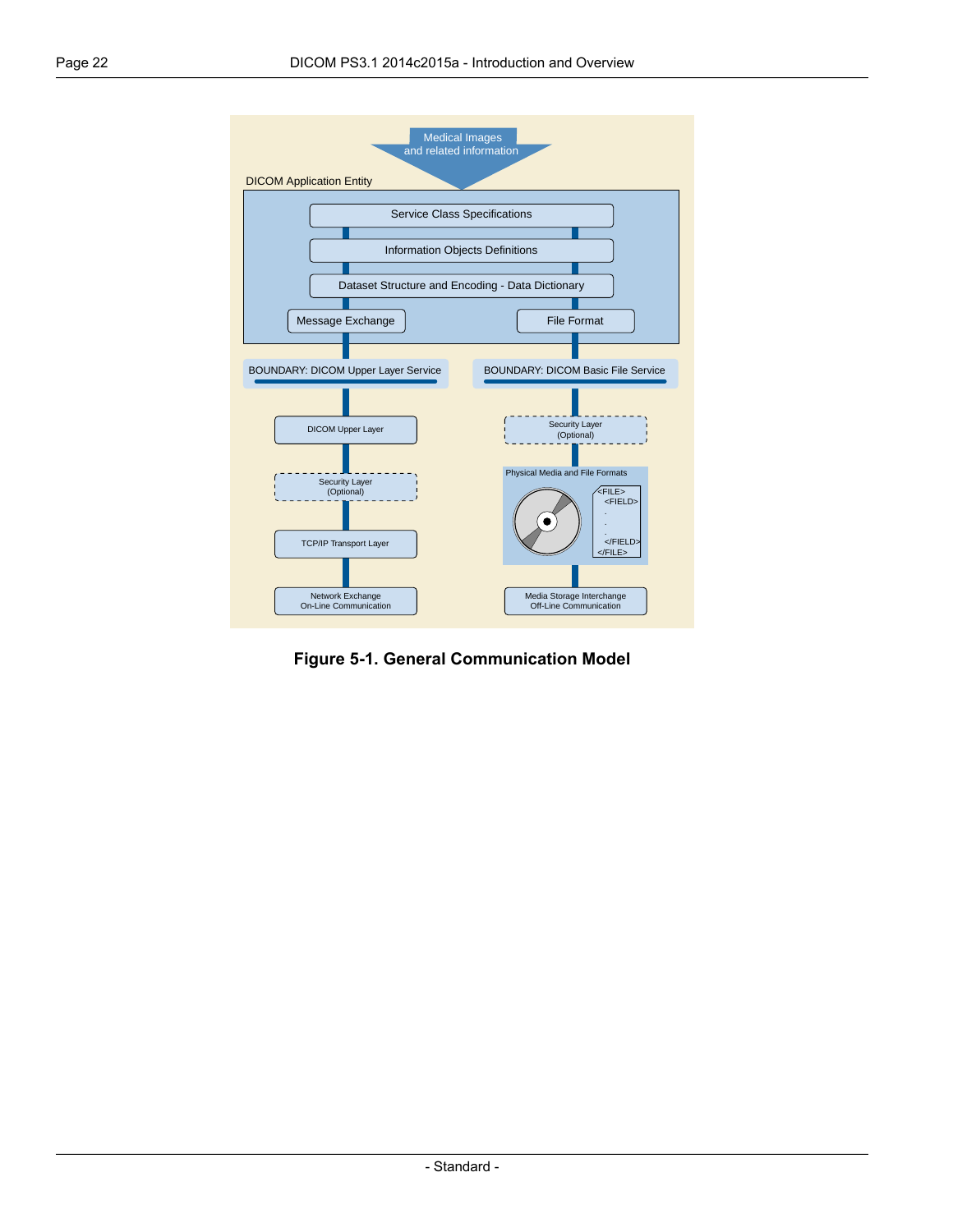**Figure 5-1. General Communication Model**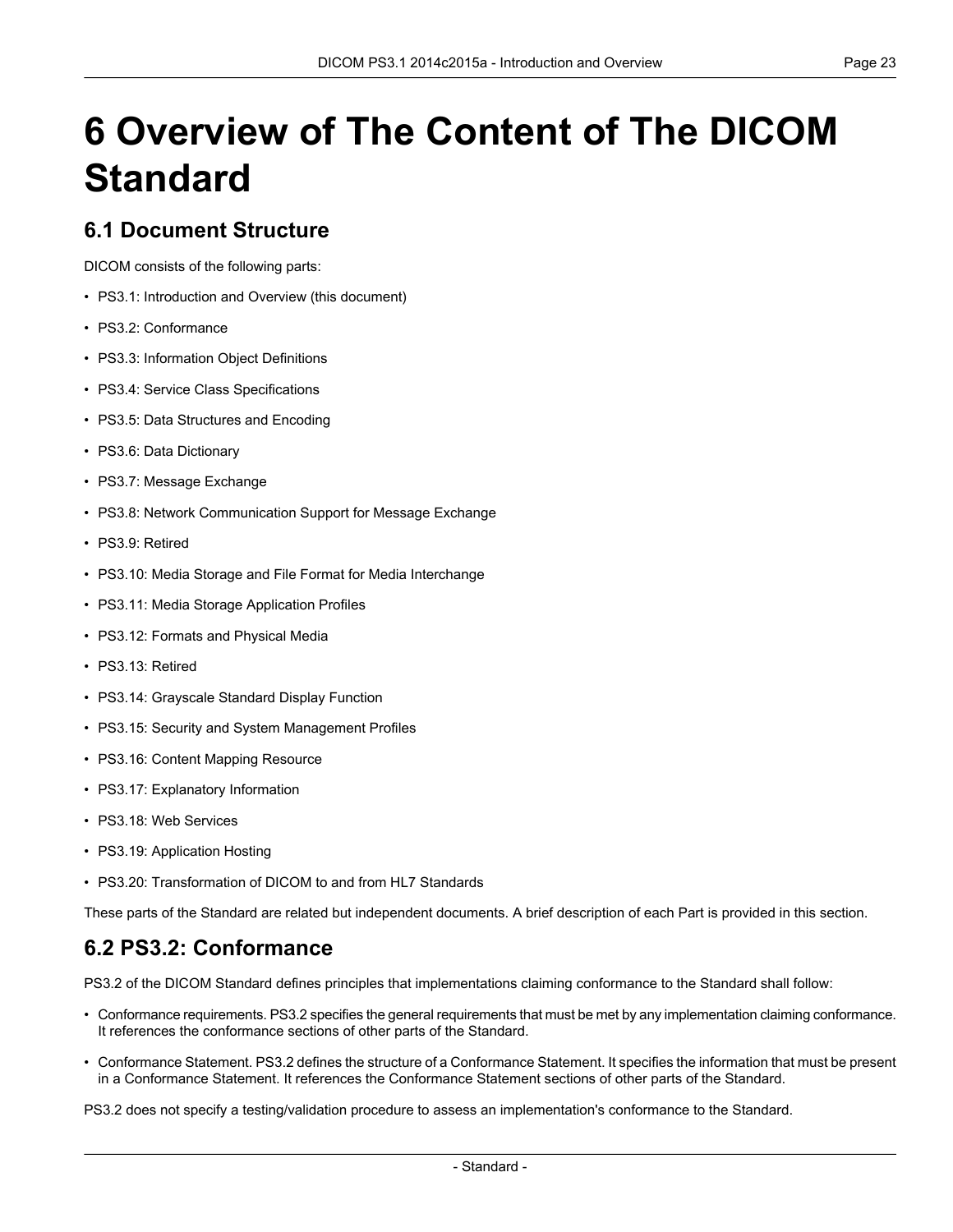# 6 Overview of The Content of The DICOM Standard

## 6.1 Document Structure

DICOM consists of the following parts:

- PS3.1: Introduction and Overview (this document)
- PS3.2: Conformance
- PS3.3: Information Object Definitions
- PS3.4: Service Class Specifications
- PS3.5: Data Structures and Encoding
- PS3.6: Data Dictionary
- PS3.7: Message Exchange
- PS3.8: Network Communication Support for Message Exchange
- PS3.9: Retired
- PS3.10: Media Storage and File Format for Media Interchange
- PS3.11: Media Storage Application Profiles
- PS3.12: Formats and Physical Media
- PS3.13: Retired
- PS3.14: Grayscale Standard Display Function
- PS3.15: Security and System Management Profiles
- PS3.16: Content Mapping Resource
- PS3.17: Explanatory Information
- PS3.18: Web Services
- PS3.19: Application Hosting
- PS3.20: Transformation of DICOM to and from HL7 Standards

These parts of the Standard are related but independent documents. A brief description of each Part is provided in this section.

## 6.2 PS3.2: Conformance

PS3.2 of the DICOM Standard defines principles that implementations claiming conformance to the Standard shall follow:

- Conformance requirements. PS3.2 specifies the general requirements that must be met by any implementation claiming conformance. It references the conformance sections of other parts of the Standard.
- Conformance Statement. PS3.2 defines the structure of a Conformance Statement. It specifies the information that must be present in a Conformance Statement. It references the Conformance Statement sections of other parts of the Standard.

PS3.2 does not specify a testing/validation procedure to assess an implementation's conformance to the Standard.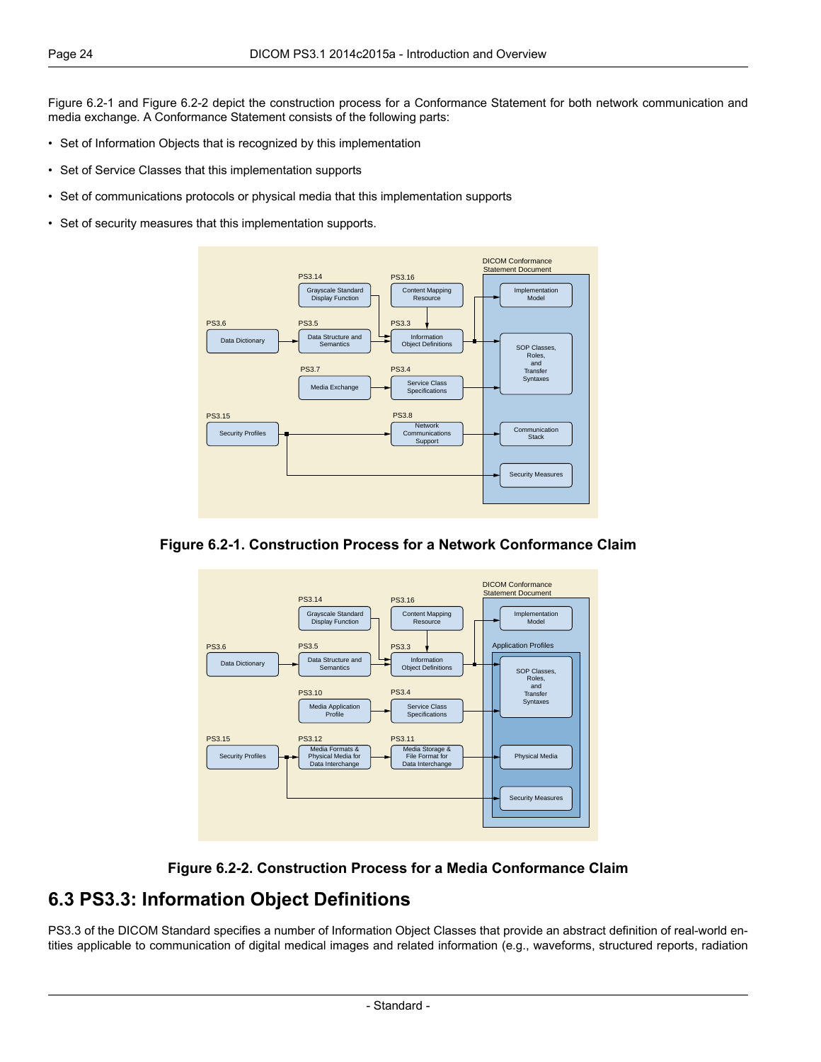Figure 6.2-1 and Figure 6.2-2 depict the construction process for a Conformance Statement for both network communication and media exchange. A Conformance Statement consists of the following parts:

- Set of Information Objects that is recognized by this implementation
- Set of Service Classes that this implementation supports
- Set of communications protocols or physical media that this implementation supports
- Set of security measures that this implementation supports.

**Figure 6.2-1. Construction Process for a Network Conformance Claim**

**Figure 6.2-2. Construction Process for a Media Conformance Claim**

## 6.3 PS3.3: Information Object Definitions

PS3.3 of the DICOM Standard specifies a number of Information Object Classes that provide an abstract definition of real-world entities applicable to communication of digital medical images and related information (e.g., waveforms, structured reports, radiation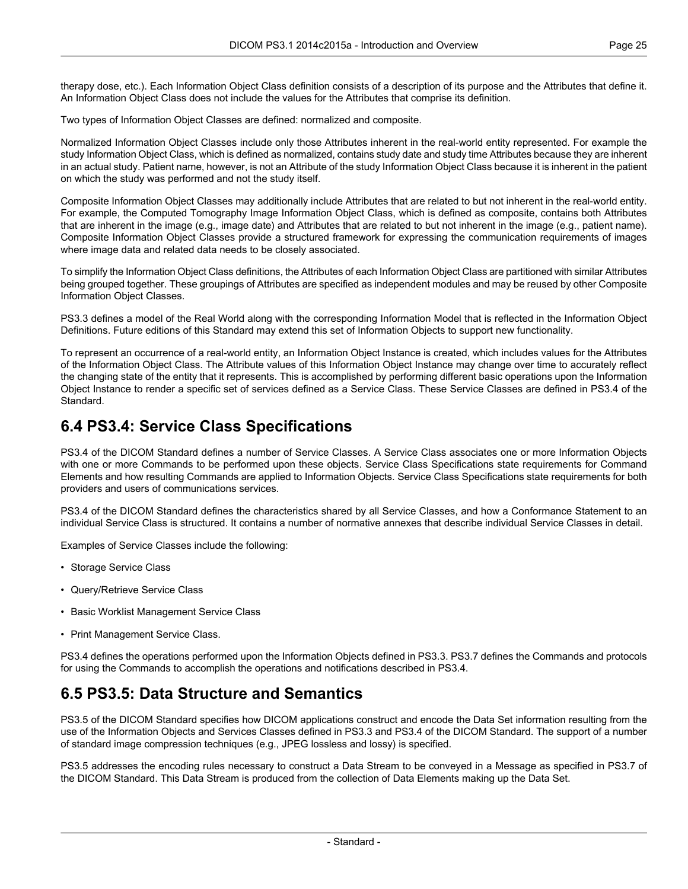therapy dose, etc.). Each Information Object Class definition consists of a description of its purpose and the Attributes that define it. An Information Object Class does not include the values for the Attributes that comprise its definition.

Two types of Information Object Classes are defined: normalized and composite.

Normalized Information Object Classes include only those Attributes inherent in the real-world entity represented. For example the study Information Object Class, which is defined as normalized, contains study date and study time Attributes because they are inherent in an actual study. Patient name, however, is not an Attribute of the study Information Object Class because it is inherent in the patient on which the study was performed and not the study itself.

Composite Information Object Classes may additionally include Attributes that are related to but not inherent in the real-world entity. For example, the Computed Tomography Image Information Object Class, which is defined as composite, contains both Attributes that are inherent in the image (e.g., image date) and Attributes that are related to but not inherent in the image (e.g., patient name). Composite Information Object Classes provide a structured framework for expressing the communication requirements of images where image data and related data needs to be closely associated.

To simplify the Information Object Class definitions, the Attributes of each Information Object Class are partitioned with similar Attributes being grouped together. These groupings of Attributes are specified as independent modules and may be reused by other Composite Information Object Classes.

PS3.3 defines a model of the Real World along with the corresponding Information Model that is reflected in the Information Object Definitions. Future editions of this Standard may extend this set of Information Objects to support new functionality.

To represent an occurrence of a real-world entity, an Information Object Instance is created, which includes values for the Attributes of the Information Object Class. The Attribute values of this Information Object Instance may change over time to accurately reflect the changing state of the entity that it represents. This is accomplished by performing different basic operations upon the Information Object Instance to render a specific set of services defined as a Service Class. These Service Classes are defined in PS3.4 of the Standard.

## 6.4 PS3.4: Service Class Specifications

PS3.4 of the DICOM Standard defines a number of Service Classes. A Service Class associates one or more Information Objects with one or more Commands to be performed upon these objects. Service Class Specifications state requirements for Command Elements and how resulting Commands are applied to Information Objects. Service Class Specifications state requirements for both providers and users of communications services.

PS3.4 of the DICOM Standard defines the characteristics shared by all Service Classes, and how a Conformance Statement to an individual Service Class is structured. It contains a number of normative annexes that describe individual Service Classes in detail.

Examples of Service Classes include the following:

- Storage Service Class
- Query/Retrieve Service Class
- Basic Worklist Management Service Class
- Print Management Service Class.

PS3.4 defines the operations performed upon the Information Objects defined in PS3.3. PS3.7 defines the Commands and protocols for using the Commands to accomplish the operations and notifications described in PS3.4.

## 6.5 PS3.5: Data Structure and Semantics

PS3.5 of the DICOM Standard specifies how DICOM applications construct and encode the Data Set information resulting from the use of the Information Objects and Services Classes defined in PS3.3 and PS3.4 of the DICOM Standard. The support of a number of standard image compression techniques (e.g., JPEG lossless and lossy) is specified.

PS3.5 addresses the encoding rules necessary to construct a Data Stream to be conveyed in a Message as specified in PS3.7 of the DICOM Standard. This Data Stream is produced from the collection of Data Elements making up the Data Set.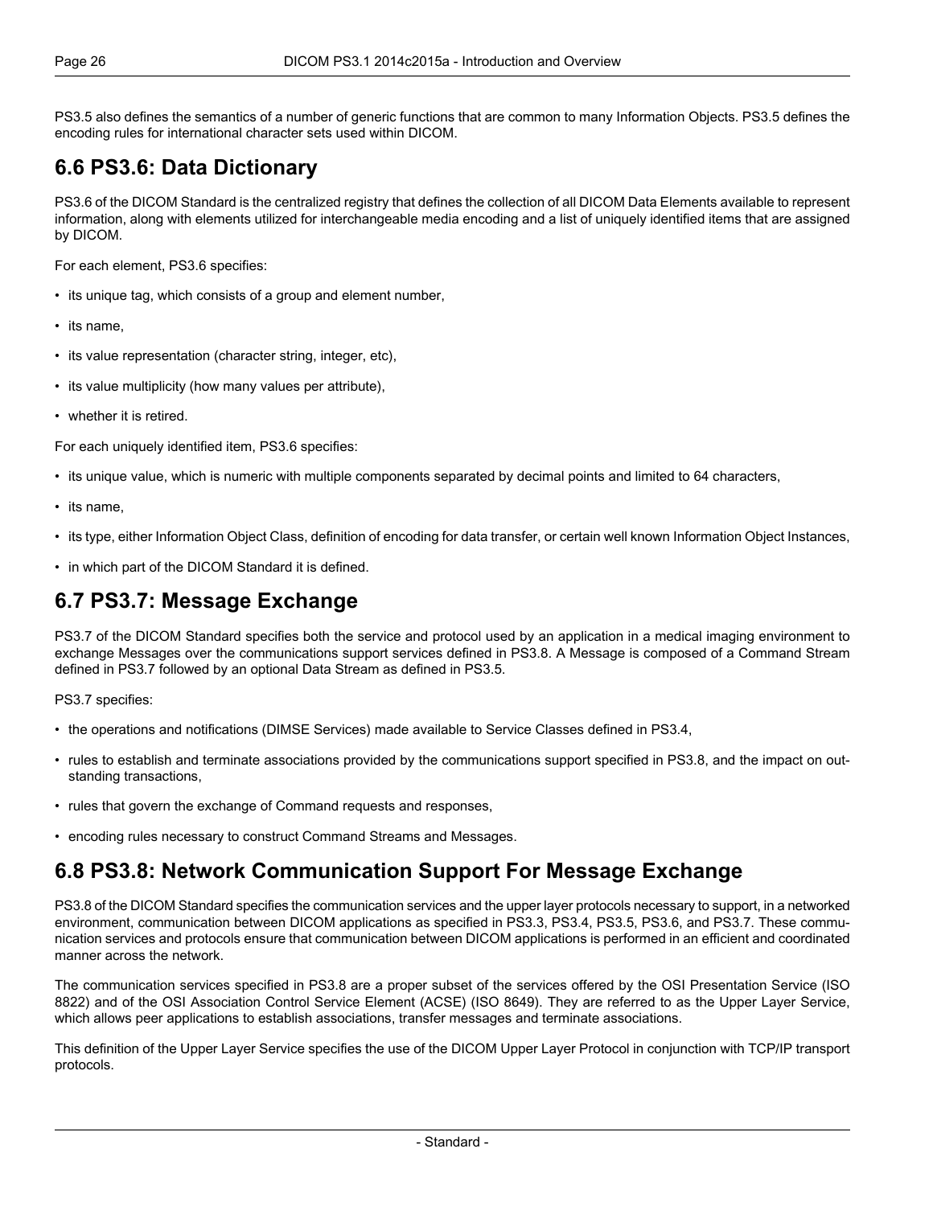PS3.5 also defines the semantics of a number of generic functions that are common to many Information Objects. PS3.5 defines the encoding rules for international character sets used within DICOM.

## 6.6 PS3.6: Data Dictionary

PS3.6 of the DICOM Standard is the centralized registry that defines the collection of all DICOM Data Elements available to represent information, along with elements utilized for interchangeable media encoding and a list of uniquely identified items that are assigned by DICOM.

For each element, PS3.6 specifies:

- its unique tag, which consists of a group and element number,
- its name,
- its value representation (character string, integer, etc),
- its value multiplicity (how many values per attribute),
- whether it is retired.

For each uniquely identified item, PS3.6 specifies:

- its unique value, which is numeric with multiple components separated by decimal points and limited to 64 characters,
- its name,
- its type, either Information Object Class, definition of encoding for data transfer, or certain well known Information Object Instances,
- in which part of the DICOM Standard it is defined.

## 6.7 PS3.7: Message Exchange

PS3.7 of the DICOM Standard specifies both the service and protocol used by an application in a medical imaging environment to exchange Messages over the communications support services defined in PS3.8. A Message is composed of a Command Stream defined in PS3.7 followed by an optional Data Stream as defined in PS3.5.

PS3.7 specifies:

- the operations and notifications (DIMSE Services) made available to Service Classes defined in PS3.4,
- rules to establish and terminate associations provided by the communications support specified in PS3.8, and the impact on outstanding transactions,
- rules that govern the exchange of Command requests and responses,
- encoding rules necessary to construct Command Streams and Messages.

## 6.8 PS3.8: Network Communication Support For Message Exchange

PS3.8 of the DICOM Standard specifies the communication services and the upper layer protocols necessary to support, in a networked environment, communication between DICOM applications as specified in PS3.3, PS3.4, PS3.5, PS3.6, and PS3.7. These communication services and protocols ensure that communication between DICOM applications is performed in an efficient and coordinated manner across the network.

The communication services specified in PS3.8 are a proper subset of the services offered by the OSI Presentation Service (ISO 8822) and of the OSI Association Control Service Element (ACSE) (ISO 8649). They are referred to as the Upper Layer Service, which allows peer applications to establish associations, transfer messages and terminate associations.

This definition of the Upper Layer Service specifies the use of the DICOM Upper Layer Protocol in conjunction with TCP/IP transport protocols.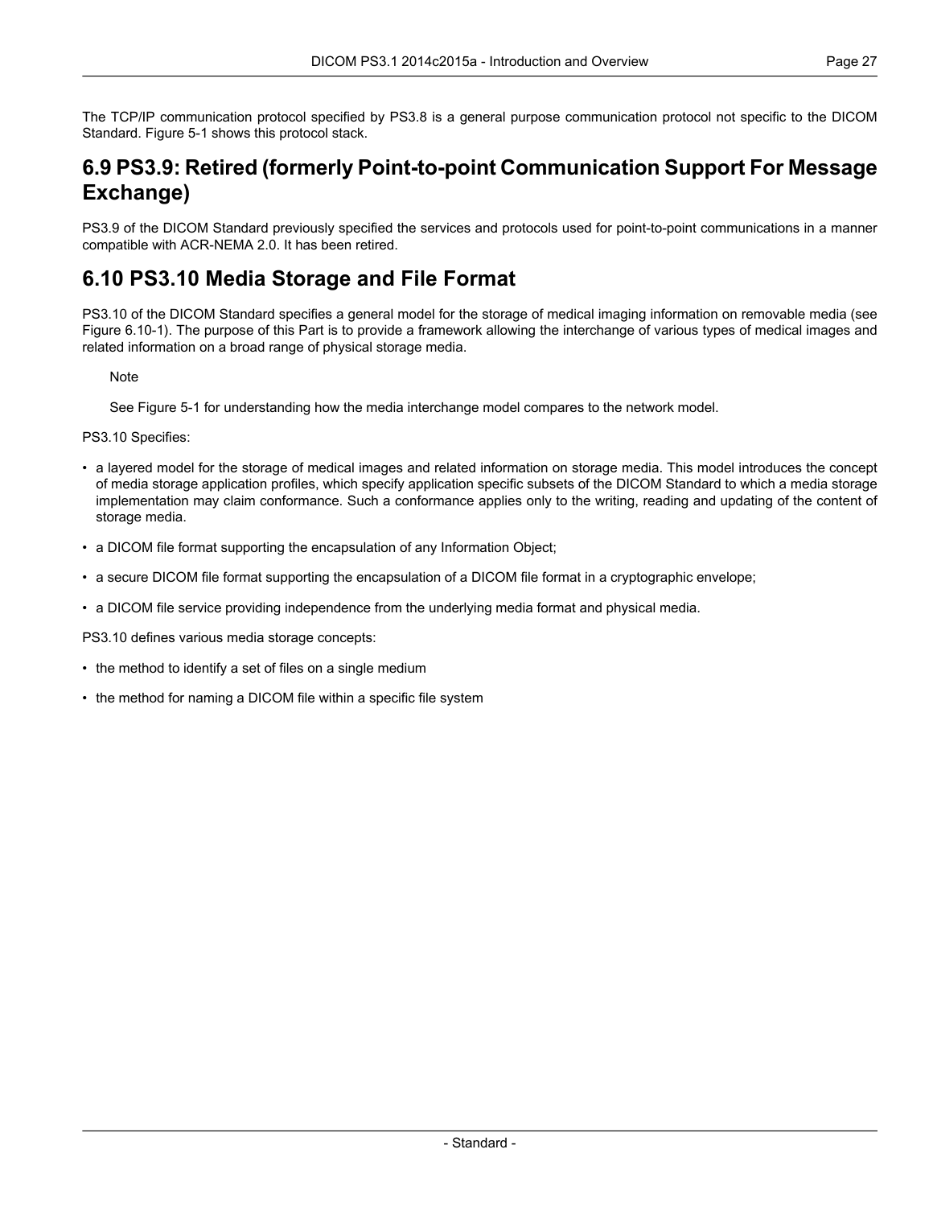The TCP/IP communication protocol specified by PS3.8 is a general purpose communication protocol not specific to the DICOM Standard. Figure 5-1 shows this protocol stack.

## 6.9 PS3.9: Retired (formerly Point-to-point Communication Support For Message Exchange)

PS3.9 of the DICOM Standard previously specified the services and protocols used for point-to-point communications in a manner compatible with ACR-NEMA 2.0. It has been retired.

## 6.10 PS3.10 Media Storage and File Format

PS3.10 of the DICOM Standard specifies a general model for the storage of medical imaging information on removable media (see Figure 6.10-1). The purpose of this Part is to provide a framework allowing the interchange of various types of medical images and related information on a broad range of physical storage media.

> Note
>
> See Figure 5-1 for understanding how the media interchange model compares to the network model.

PS3.10 Specifies:

- a layered model for the storage of medical images and related information on storage media. This model introduces the concept of media storage application profiles, which specify application specific subsets of the DICOM Standard to which a media storage implementation may claim conformance. Such a conformance applies only to the writing, reading and updating of the content of storage media.
- a DICOM file format supporting the encapsulation of any Information Object;
- a secure DICOM file format supporting the encapsulation of a DICOM file format in a cryptographic envelope;
- a DICOM file service providing independence from the underlying media format and physical media.

PS3.10 defines various media storage concepts:

- the method to identify a set of files on a single medium
- the method for naming a DICOM file within a specific file system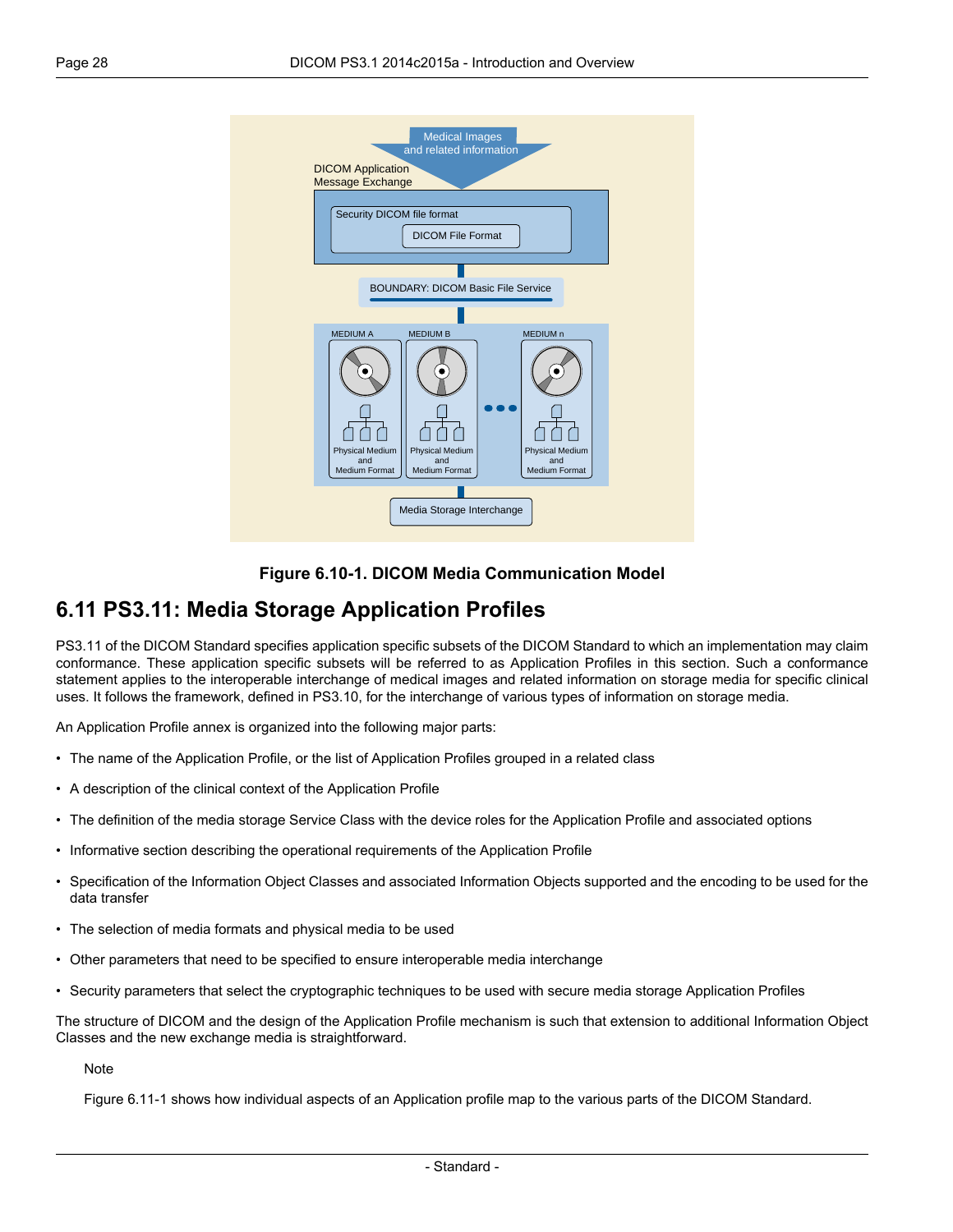Figure 6.10-1. DICOM Media Communication Model

## 6.11 PS3.11: Media Storage Application Profiles

PS3.11 of the DICOM Standard specifies application specific subsets of the DICOM Standard to which an implementation may claim conformance. These application specific subsets will be referred to as Application Profiles in this section. Such a conformance statement applies to the interoperable interchange of medical images and related information on storage media for specific clinical uses. It follows the framework, defined in PS3.10, for the interchange of various types of information on storage media.

An Application Profile annex is organized into the following major parts:

- The name of the Application Profile, or the list of Application Profiles grouped in a related class
- A description of the clinical context of the Application Profile
- The definition of the media storage Service Class with the device roles for the Application Profile and associated options
- Informative section describing the operational requirements of the Application Profile
- Specification of the Information Object Classes and associated Information Objects supported and the encoding to be used for the data transfer
- The selection of media formats and physical media to be used
- Other parameters that need to be specified to ensure interoperable media interchange
- Security parameters that select the cryptographic techniques to be used with secure media storage Application Profiles

The structure of DICOM and the design of the Application Profile mechanism is such that extension to additional Information Object Classes and the new exchange media is straightforward.

Note

Figure 6.11-1 shows how individual aspects of an Application profile map to the various parts of the DICOM Standard.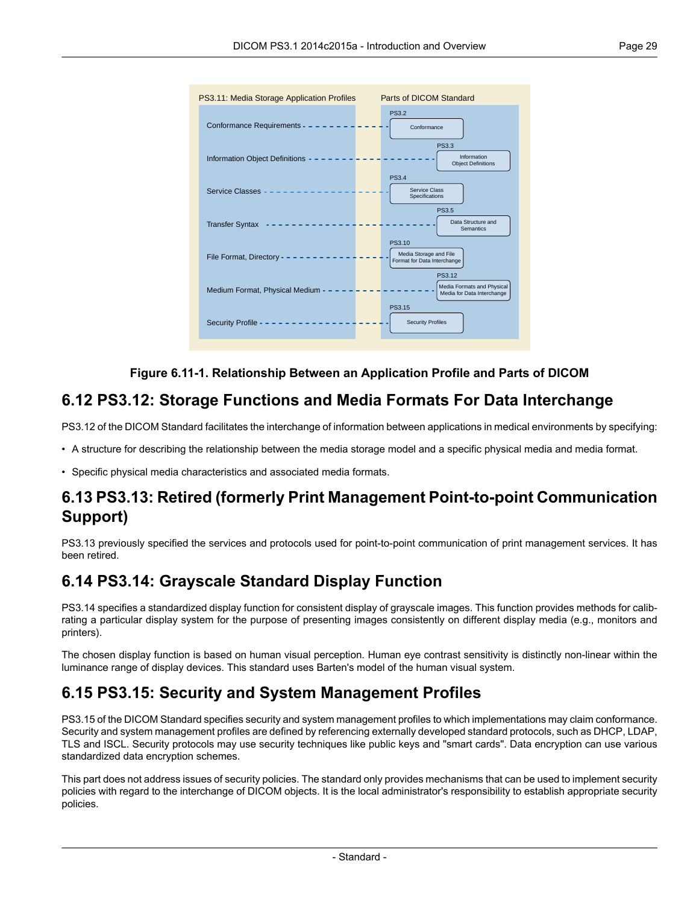| PS3.11: Media Storage Application Profiles | Parts of DICOM Standard |
| --- | --- |
| Conformance Requirements | PS3.2 Conformance |
| Information Object Definitions | PS3.3 Information Object Definitions |
| Service Classes | PS3.4 Service Class Specifications |
| Transfer Syntax | PS3.5 Data Structure and Semantics |
| File Format, Directory | PS3.10 Media Storage and File Format for Data Interchange |
| Medium Format, Physical Medium | PS3.12 Media Formats and Physical Media for Data Interchange |
| Security Profile | PS3.15 Security Profiles |

**Figure 6.11-1. Relationship Between an Application Profile and Parts of DICOM**

## 6.12 PS3.12: Storage Functions and Media Formats For Data Interchange

PS3.12 of the DICOM Standard facilitates the interchange of information between applications in medical environments by specifying:

- A structure for describing the relationship between the media storage model and a specific physical media and media format.
- Specific physical media characteristics and associated media formats.

## 6.13 PS3.13: Retired (formerly Print Management Point-to-point Communication Support)

PS3.13 previously specified the services and protocols used for point-to-point communication of print management services. It has been retired.

## 6.14 PS3.14: Grayscale Standard Display Function

PS3.14 specifies a standardized display function for consistent display of grayscale images. This function provides methods for calibrating a particular display system for the purpose of presenting images consistently on different display media (e.g., monitors and printers).

The chosen display function is based on human visual perception. Human eye contrast sensitivity is distinctly non-linear within the luminance range of display devices. This standard uses Barten's model of the human visual system.

## 6.15 PS3.15: Security and System Management Profiles

PS3.15 of the DICOM Standard specifies security and system management profiles to which implementations may claim conformance. Security and system management profiles are defined by referencing externally developed standard protocols, such as DHCP, LDAP, TLS and ISCL. Security protocols may use security techniques like public keys and "smart cards". Data encryption can use various standardized data encryption schemes.

This part does not address issues of security policies. The standard only provides mechanisms that can be used to implement security policies with regard to the interchange of DICOM objects. It is the local administrator's responsibility to establish appropriate security policies.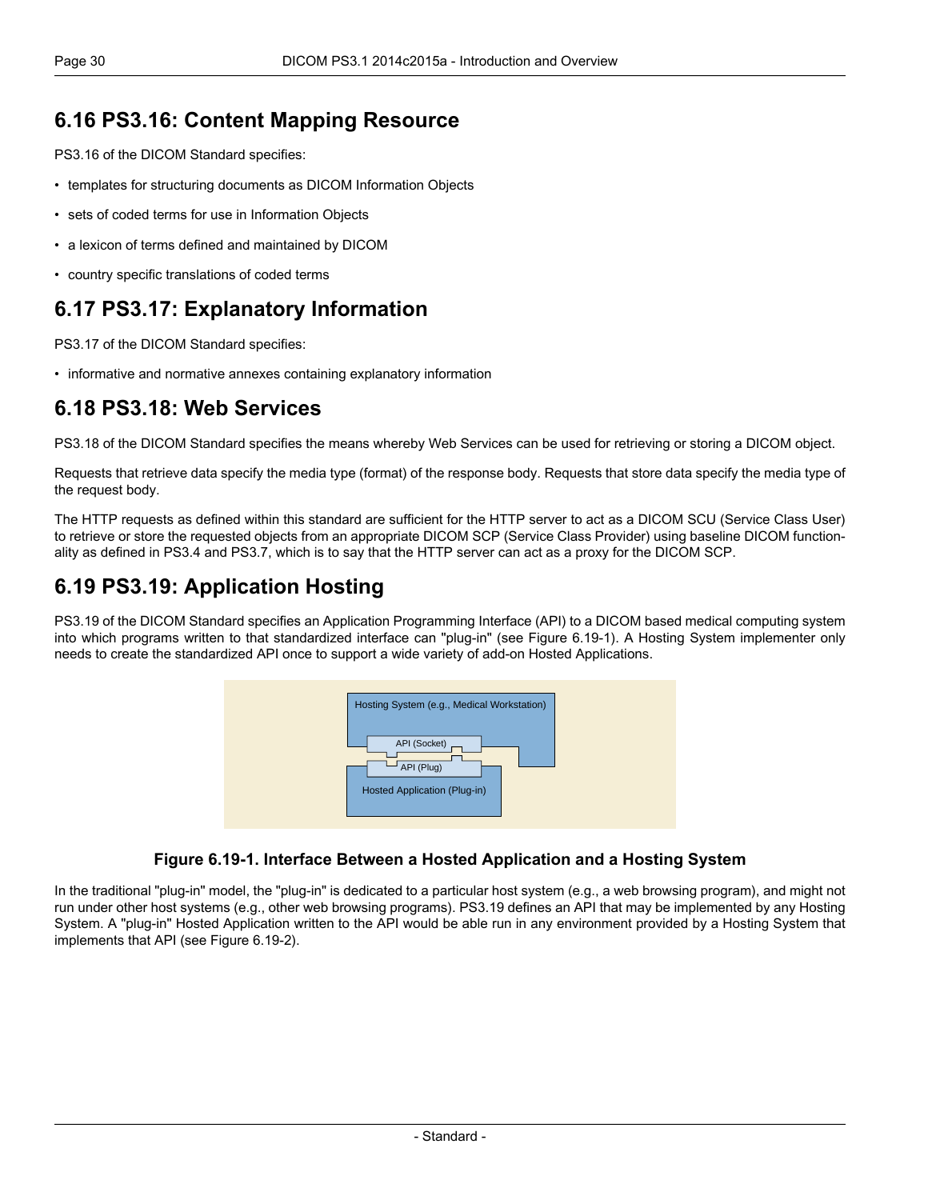## 6.16 PS3.16: Content Mapping Resource

PS3.16 of the DICOM Standard specifies:

- templates for structuring documents as DICOM Information Objects
- sets of coded terms for use in Information Objects
- a lexicon of terms defined and maintained by DICOM
- country specific translations of coded terms

## 6.17 PS3.17: Explanatory Information

PS3.17 of the DICOM Standard specifies:

- informative and normative annexes containing explanatory information

## 6.18 PS3.18: Web Services

PS3.18 of the DICOM Standard specifies the means whereby Web Services can be used for retrieving or storing a DICOM object.

Requests that retrieve data specify the media type (format) of the response body. Requests that store data specify the media type of the request body.

The HTTP requests as defined within this standard are sufficient for the HTTP server to act as a DICOM SCU (Service Class User) to retrieve or store the requested objects from an appropriate DICOM SCP (Service Class Provider) using baseline DICOM functionality as defined in PS3.4 and PS3.7, which is to say that the HTTP server can act as a proxy for the DICOM SCP.

## 6.19 PS3.19: Application Hosting

PS3.19 of the DICOM Standard specifies an Application Programming Interface (API) to a DICOM based medical computing system into which programs written to that standardized interface can "plug-in" (see Figure 6.19-1). A Hosting System implementer only needs to create the standardized API once to support a wide variety of add-on Hosted Applications.

Hosting System (e.g., Medical Workstation)

API (Socket)

API (Plug)

Hosted Application (Plug-in)

**Figure 6.19-1. Interface Between a Hosted Application and a Hosting System**

In the traditional "plug-in" model, the "plug-in" is dedicated to a particular host system (e.g., a web browsing program), and might not run under other host systems (e.g., other web browsing programs). PS3.19 defines an API that may be implemented by any Hosting System. A "plug-in" Hosted Application written to the API would be able run in any environment provided by a Hosting System that implements that API (see Figure 6.19-2).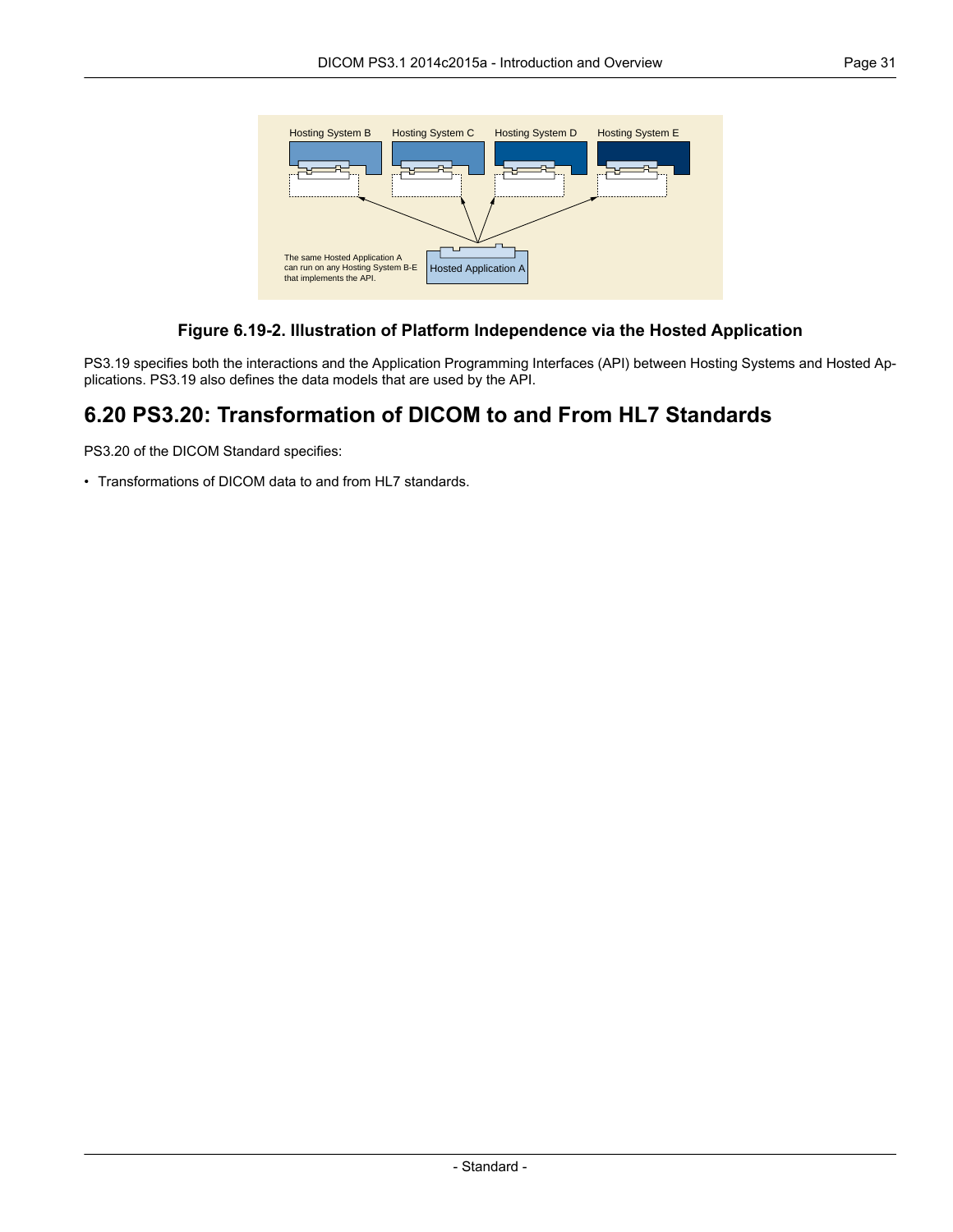Figure 6.19-2. Illustration of Platform Independence via the Hosted Application

PS3.19 specifies both the interactions and the Application Programming Interfaces (API) between Hosting Systems and Hosted Applications. PS3.19 also defines the data models that are used by the API.

## 6.20 PS3.20: Transformation of DICOM to and From HL7 Standards

PS3.20 of the DICOM Standard specifies:

- Transformations of DICOM data to and from HL7 standards.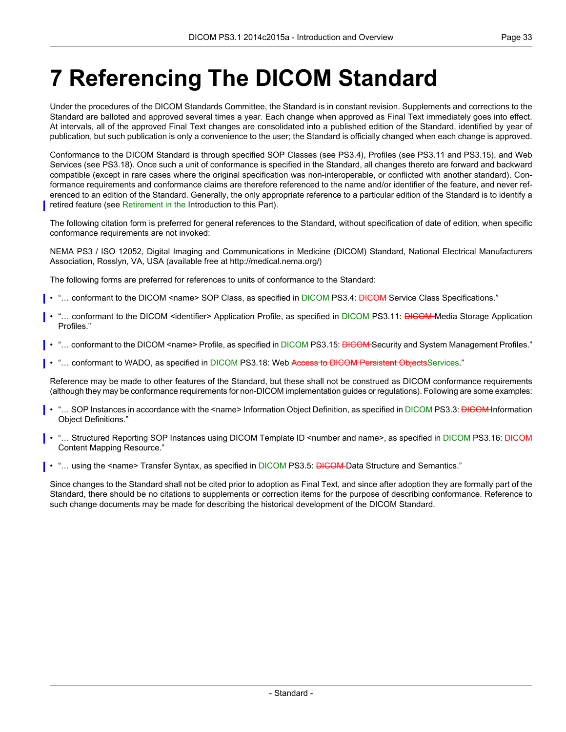# 7 Referencing The DICOM Standard

Under the procedures of the DICOM Standards Committee, the Standard is in constant revision. Supplements and corrections to the Standard are balloted and approved several times a year. Each change when approved as Final Text immediately goes into effect. At intervals, all of the approved Final Text changes are consolidated into a published edition of the Standard, identified by year of publication, but such publication is only a convenience to the user; the Standard is officially changed when each change is approved.

Conformance to the DICOM Standard is through specified SOP Classes (see PS3.4), Profiles (see PS3.11 and PS3.15), and Web Services (see PS3.18). Once such a unit of conformance is specified in the Standard, all changes thereto are forward and backward compatible (except in rare cases where the original specification was non-interoperable, or conflicted with another standard). Conformance requirements and conformance claims are therefore referenced to the name and/or identifier of the feature, and never referenced to an edition of the Standard. Generally, the only appropriate reference to a particular edition of the Standard is to identify a retired feature (see Retirement in the Introduction to this Part).

The following citation form is preferred for general references to the Standard, without specification of date of edition, when specific conformance requirements are not invoked:

NEMA PS3 / ISO 12052, Digital Imaging and Communications in Medicine (DICOM) Standard, National Electrical Manufacturers Association, Rosslyn, VA, USA (available free at http://medical.nema.org/)

The following forms are preferred for references to units of conformance to the Standard:

- "… conformant to the DICOM <name> SOP Class, as specified in DICOM PS3.4: ~~DICOM~~ Service Class Specifications."
- "… conformant to the DICOM <identifier> Application Profile, as specified in DICOM PS3.11: ~~DICOM~~ Media Storage Application Profiles."
- "… conformant to the DICOM <name> Profile, as specified in DICOM PS3.15: ~~DICOM~~ Security and System Management Profiles."
- "… conformant to WADO, as specified in DICOM PS3.18: Web ~~Access to DICOM Persistent Objects~~Services."

Reference may be made to other features of the Standard, but these shall not be construed as DICOM conformance requirements (although they may be conformance requirements for non-DICOM implementation guides or regulations). Following are some examples:

- "… SOP Instances in accordance with the <name> Information Object Definition, as specified in DICOM PS3.3: ~~DICOM~~ Information Object Definitions."
- "… Structured Reporting SOP Instances using DICOM Template ID <number and name>, as specified in DICOM PS3.16: ~~DICOM~~ Content Mapping Resource."
- "… using the <name> Transfer Syntax, as specified in DICOM PS3.5: ~~DICOM~~ Data Structure and Semantics."

Since changes to the Standard shall not be cited prior to adoption as Final Text, and since after adoption they are formally part of the Standard, there should be no citations to supplements or correction items for the purpose of describing conformance. Reference to such change documents may be made for describing the historical development of the DICOM Standard.